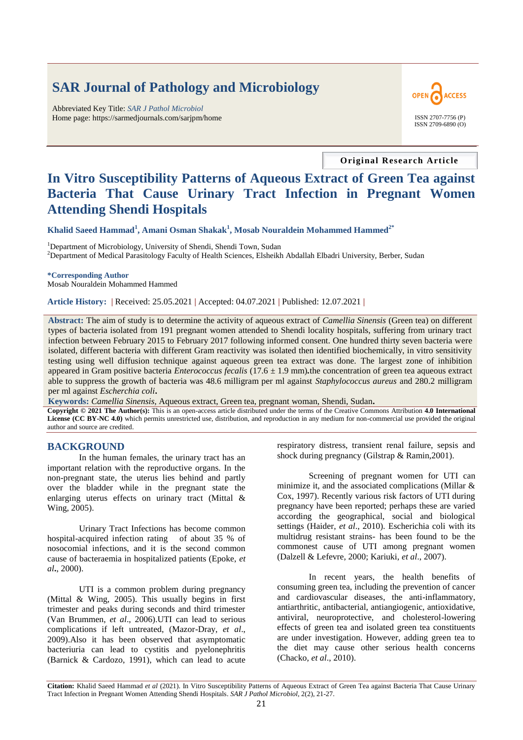# SAR Journal of Pathology and Microbiology

Abbreviated Key Title: *SAR J Pathol Microbiol*
Home page: https://sarmedjournals.com/sarjpm/home

ISSN 2707-7756 (P)
ISSN 2709-6890 (O)

**Original Research Article**

# In Vitro Susceptibility Patterns of Aqueous Extract of Green Tea against Bacteria That Cause Urinary Tract Infection in Pregnant Women Attending Shendi Hospitals

**Khalid Saeed Hammad[1], Amani Osman Shakak[1], Mosab Nouraldein Mohammed Hammed[2*]**

[1]Department of Microbiology, University of Shendi, Shendi Town, Sudan
[2]Department of Medical Parasitology Faculty of Health Sciences, Elsheikh Abdallah Elbadri University, Berber, Sudan

**\*Corresponding Author**
Mosab Nouraldein Mohammed Hammed

**Article History:** | Received: 25.05.2021 | Accepted: 04.07.2021 | Published: 12.07.2021 |

**Abstract:** The aim of study is to determine the activity of aqueous extract of *Camellia Sinensis* (Green tea) on different types of bacteria isolated from 191 pregnant women attended to Shendi locality hospitals, suffering from urinary tract infection between February 2015 to February 2017 following informed consent. One hundred thirty seven bacteria were isolated, different bacteria with different Gram reactivity was isolated then identified biochemically, in vitro sensitivity testing using well diffusion technique against aqueous green tea extract was done. The largest zone of inhibition appeared in Gram positive bacteria *Enterococcus fecalis* (17.6 ± 1.9 mm)**.**the concentration of green tea aqueous extract able to suppress the growth of bacteria was 48.6 milligram per ml against *Staphylococcus aureus* and 280.2 milligram per ml against *Escherchia coli***.**

**Keywords:** *Camellia Sinensis,* Aqueous extract, Green tea, pregnant woman, Shendi, Sudan**.**

**Copyright © 2021 The Author(s):** This is an open-access article distributed under the terms of the Creative Commons Attribution **4.0 International License (CC BY-NC 4.0)** which permits unrestricted use, distribution, and reproduction in any medium for non-commercial use provided the original author and source are credited.

## BACKGROUND

In the human females, the urinary tract has an important relation with the reproductive organs. In the non-pregnant state, the uterus lies behind and partly over the bladder while in the pregnant state the enlarging uterus effects on urinary tract (Mittal & Wing, 2005).

Urinary Tract Infections has become common hospital-acquired infection rating of about 35 % of nosocomial infections, and it is the second common cause of bacteraemia in hospitalized patients (Epoke, *et al*., 2000).

UTI is a common problem during pregnancy (Mittal & Wing, 2005). This usually begins in first trimester and peaks during seconds and third trimester (Van Brummen, *et al*., 2006).UTI can lead to serious complications if left untreated, (Mazor-Dray, *et al*., 2009).Also it has been observed that asymptomatic bacteriuria can lead to cystitis and pyelonephritis (Barnick & Cardozo, 1991), which can lead to acute respiratory distress, transient renal failure, sepsis and shock during pregnancy (Gilstrap & Ramin,2001).

Screening of pregnant women for UTI can minimize it, and the associated complications (Millar & Cox, 1997). Recently various risk factors of UTI during pregnancy have been reported; perhaps these are varied according the geographical, social and biological settings (Haider, *et al*., 2010). Escherichia coli with its multidrug resistant strains- has been found to be the commonest cause of UTI among pregnant women (Dalzell & Lefevre, 2000; Kariuki, *et al*., 2007).

In recent years, the health benefits of consuming green tea, including the prevention of cancer and cardiovascular diseases, the anti-inflammatory, antiarthritic, antibacterial, antiangiogenic, antioxidative, antiviral, neuroprotective, and cholesterol-lowering effects of green tea and isolated green tea constituents are under investigation. However, adding green tea to the diet may cause other serious health concerns (Chacko, *et al*., 2010).

**Citation:** Khalid Saeed Hammad *et al* (2021). In Vitro Susceptibility Patterns of Aqueous Extract of Green Tea against Bacteria That Cause Urinary Tract Infection in Pregnant Women Attending Shendi Hospitals. *SAR J Pathol Microbiol*, 2(2), 21-27.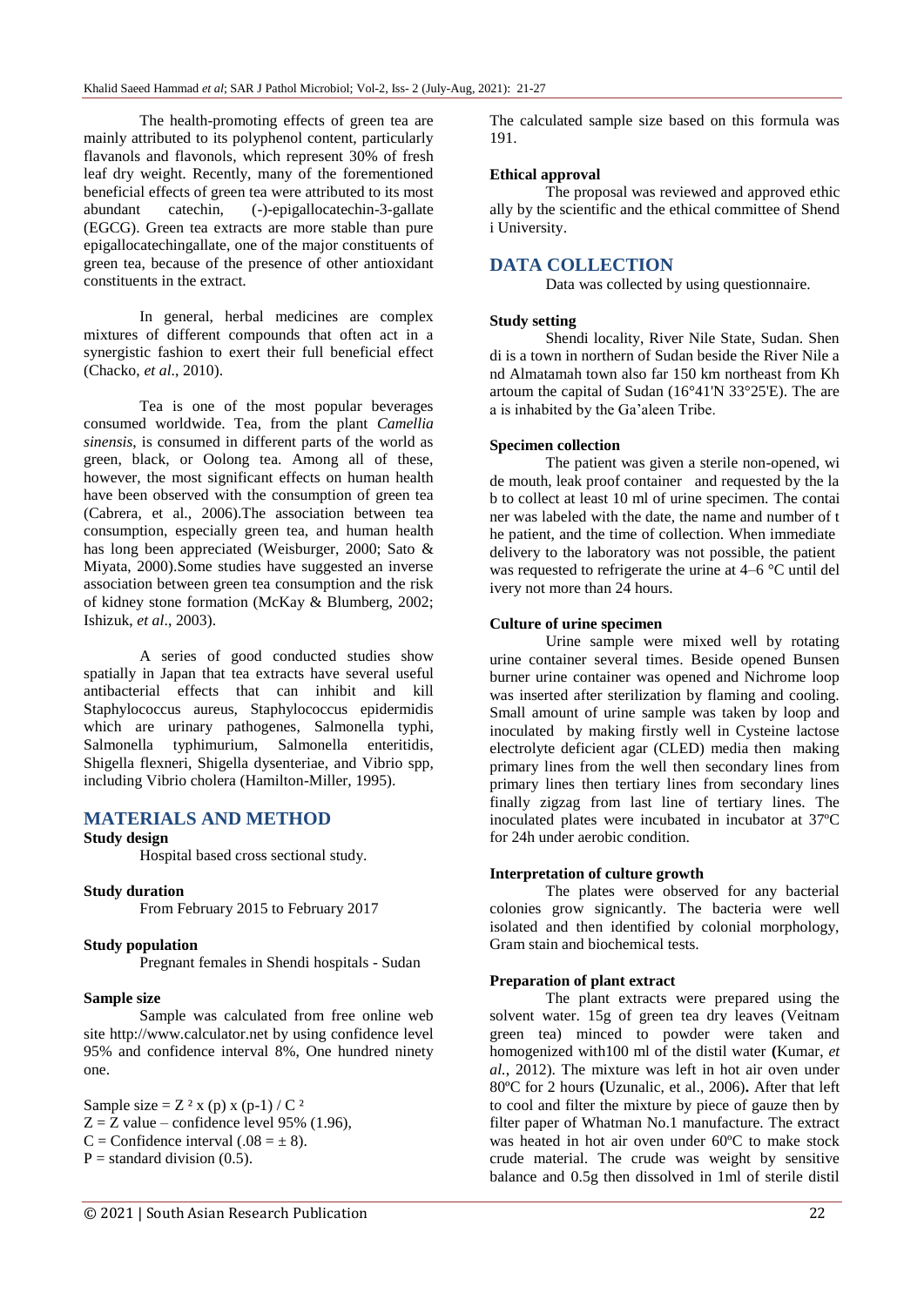The health-promoting effects of green tea are mainly attributed to its polyphenol content, particularly flavanols and flavonols, which represent 30% of fresh leaf dry weight. Recently, many of the forementioned beneficial effects of green tea were attributed to its most abundant catechin, (-)-epigallocatechin-3-gallate (EGCG). Green tea extracts are more stable than pure epigallocatechingallate, one of the major constituents of green tea, because of the presence of other antioxidant constituents in the extract.

In general, herbal medicines are complex mixtures of different compounds that often act in a synergistic fashion to exert their full beneficial effect (Chacko, *et al*., 2010).

Tea is one of the most popular beverages consumed worldwide. Tea, from the plant *Camellia sinensis*, is consumed in different parts of the world as green, black, or Oolong tea. Among all of these, however, the most significant effects on human health have been observed with the consumption of green tea (Cabrera, et al., 2006).The association between tea consumption, especially green tea, and human health has long been appreciated (Weisburger, 2000; Sato & Miyata, 2000).Some studies have suggested an inverse association between green tea consumption and the risk of kidney stone formation (McKay & Blumberg, 2002; Ishizuk, *et al*., 2003).

A series of good conducted studies show spatially in Japan that tea extracts have several useful antibacterial effects that can inhibit and kill Staphylococcus aureus, Staphylococcus epidermidis which are urinary pathogenes, Salmonella typhi, Salmonella typhimurium, Salmonella enteritidis, Shigella flexneri, Shigella dysenteriae, and Vibrio spp, including Vibrio cholera (Hamilton-Miller, 1995).

## MATERIALS AND METHOD

**Study design**

Hospital based cross sectional study.

**Study duration**

From February 2015 to February 2017

**Study population**

Pregnant females in Shendi hospitals - Sudan

**Sample size**

Sample was calculated from free online web site http://www.calculator.net by using confidence level 95% and confidence interval 8%, One hundred ninety one.

Sample size = $Z^2 \times (p) \times (p\text{-}1) / C^2$
$Z$ = Z value – confidence level 95% (1.96),
$C$ = Confidence interval (.08 = ± 8).
$P$ = standard division (0.5).

The calculated sample size based on this formula was 191.

**Ethical approval**

The proposal was reviewed and approved ethic ally by the scientific and the ethical committee of Shend i University.

## DATA COLLECTION

Data was collected by using questionnaire.

**Study setting**

Shendi locality, River Nile State, Sudan. Shen di is a town in northern of Sudan beside the River Nile a nd Almatamah town also far 150 km northeast from Kh artoum the capital of Sudan (16°41'N 33°25'E). The are a is inhabited by the Ga'aleen Tribe.

**Specimen collection**

The patient was given a sterile non-opened, wi de mouth, leak proof container and requested by the la b to collect at least 10 ml of urine specimen. The contai ner was labeled with the date, the name and number of t he patient, and the time of collection. When immediate delivery to the laboratory was not possible, the patient was requested to refrigerate the urine at 4–6 °C until del ivery not more than 24 hours.

**Culture of urine specimen**

Urine sample were mixed well by rotating urine container several times. Beside opened Bunsen burner urine container was opened and Nichrome loop was inserted after sterilization by flaming and cooling. Small amount of urine sample was taken by loop and inoculated by making firstly well in Cysteine lactose electrolyte deficient agar (CLED) media then making primary lines from the well then secondary lines from primary lines then tertiary lines from secondary lines finally zigzag from last line of tertiary lines. The inoculated plates were incubated in incubator at 37ºC for 24h under aerobic condition.

**Interpretation of culture growth**

The plates were observed for any bacterial colonies grow signicantly. The bacteria were well isolated and then identified by colonial morphology, Gram stain and biochemical tests.

**Preparation of plant extract**

The plant extracts were prepared using the solvent water. 15g of green tea dry leaves (Veitnam green tea) minced to powder were taken and homogenized with100 ml of the distil water **(**Kumar, *et al.*, 2012). The mixture was left in hot air oven under 80ºC for 2 hours **(**Uzunalic, et al., 2006)**.** After that left to cool and filter the mixture by piece of gauze then by filter paper of Whatman No.1 manufacture. The extract was heated in hot air oven under 60ºC to make stock crude material. The crude was weight by sensitive balance and 0.5g then dissolved in 1ml of sterile distil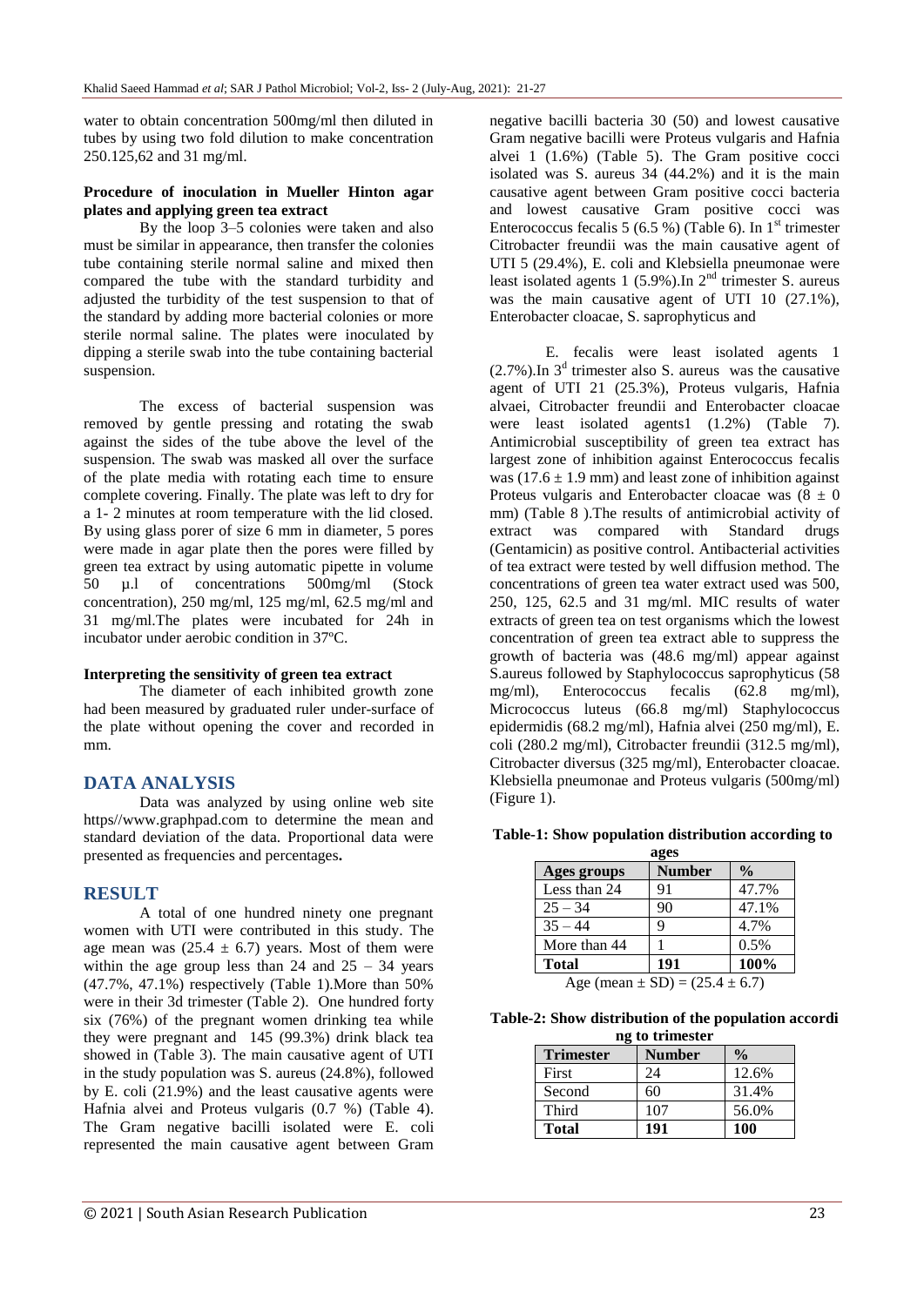water to obtain concentration 500mg/ml then diluted in tubes by using two fold dilution to make concentration 250.125,62 and 31 mg/ml.

**Procedure of inoculation in Mueller Hinton agar plates and applying green tea extract**

By the loop 3–5 colonies were taken and also must be similar in appearance, then transfer the colonies tube containing sterile normal saline and mixed then compared the tube with the standard turbidity and adjusted the turbidity of the test suspension to that of the standard by adding more bacterial colonies or more sterile normal saline. The plates were inoculated by dipping a sterile swab into the tube containing bacterial suspension.

The excess of bacterial suspension was removed by gentle pressing and rotating the swab against the sides of the tube above the level of the suspension. The swab was masked all over the surface of the plate media with rotating each time to ensure complete covering. Finally. The plate was left to dry for a 1- 2 minutes at room temperature with the lid closed. By using glass porer of size 6 mm in diameter, 5 pores were made in agar plate then the pores were filled by green tea extract by using automatic pipette in volume 50 µ.l of concentrations 500mg/ml (Stock concentration), 250 mg/ml, 125 mg/ml, 62.5 mg/ml and 31 mg/ml.The plates were incubated for 24h in incubator under aerobic condition in 37ºC.

**Interpreting the sensitivity of green tea extract**

The diameter of each inhibited growth zone had been measured by graduated ruler under-surface of the plate without opening the cover and recorded in mm.

## DATA ANALYSIS

Data was analyzed by using online web site https//www.graphpad.com to determine the mean and standard deviation of the data. Proportional data were presented as frequencies and percentages**.**

## RESULT

A total of one hundred ninety one pregnant women with UTI were contributed in this study. The age mean was (25.4 ± 6.7) years. Most of them were within the age group less than 24 and 25 – 34 years (47.7%, 47.1%) respectively (Table 1).More than 50% were in their 3d trimester (Table 2). One hundred forty six (76%) of the pregnant women drinking tea while they were pregnant and 145 (99.3%) drink black tea showed in (Table 3). The main causative agent of UTI in the study population was S. aureus (24.8%), followed by E. coli (21.9%) and the least causative agents were Hafnia alvei and Proteus vulgaris (0.7 %) (Table 4). The Gram negative bacilli isolated were E. coli represented the main causative agent between Gram negative bacilli bacteria 30 (50) and lowest causative Gram negative bacilli were Proteus vulgaris and Hafnia alvei 1 (1.6%) (Table 5). The Gram positive cocci isolated was S. aureus 34 (44.2%) and it is the main causative agent between Gram positive cocci bacteria and lowest causative Gram positive cocci was Enterococcus fecalis 5 (6.5 %) (Table 6). In 1st trimester Citrobacter freundii was the main causative agent of UTI 5 (29.4%), E. coli and Klebsiella pneumonae were least isolated agents 1 (5.9%).In 2nd trimester S. aureus was the main causative agent of UTI 10 (27.1%), Enterobacter cloacae, S. saprophyticus and

E. fecalis were least isolated agents 1 (2.7%).In 3d trimester also S. aureus was the causative agent of UTI 21 (25.3%), Proteus vulgaris, Hafnia alvaei, Citrobacter freundii and Enterobacter cloacae were least isolated agents1 (1.2%) (Table 7). Antimicrobial susceptibility of green tea extract has largest zone of inhibition against Enterococcus fecalis was (17.6 ± 1.9 mm) and least zone of inhibition against Proteus vulgaris and Enterobacter cloacae was (8 ± 0 mm) (Table 8 ).The results of antimicrobial activity of extract was compared with Standard drugs (Gentamicin) as positive control. Antibacterial activities of tea extract were tested by well diffusion method. The concentrations of green tea water extract used was 500, 250, 125, 62.5 and 31 mg/ml. MIC results of water extracts of green tea on test organisms which the lowest concentration of green tea extract able to suppress the growth of bacteria was (48.6 mg/ml) appear against S.aureus followed by Staphylococcus saprophyticus (58 mg/ml), Enterococcus fecalis (62.8 mg/ml), Micrococcus luteus (66.8 mg/ml) Staphylococcus epidermidis (68.2 mg/ml), Hafnia alvei (250 mg/ml), E. coli (280.2 mg/ml), Citrobacter freundii (312.5 mg/ml), Citrobacter diversus (325 mg/ml), Enterobacter cloacae. Klebsiella pneumonae and Proteus vulgaris (500mg/ml) (Figure 1).

**Table-1: Show population distribution according to ages**

| Ages groups | Number | % |
|---|---|---|
| Less than 24 | 91 | 47.7% |
| 25 – 34 | 90 | 47.1% |
| 35 – 44 | 9 | 4.7% |
| More than 44 | 1 | 0.5% |
| **Total** | **191** | **100%** |

Age (mean ± SD) = (25.4 ± 6.7)

**Table-2: Show distribution of the population according to trimester**

| Trimester | Number | % |
|---|---|---|
| First | 24 | 12.6% |
| Second | 60 | 31.4% |
| Third | 107 | 56.0% |
| **Total** | **191** | **100** |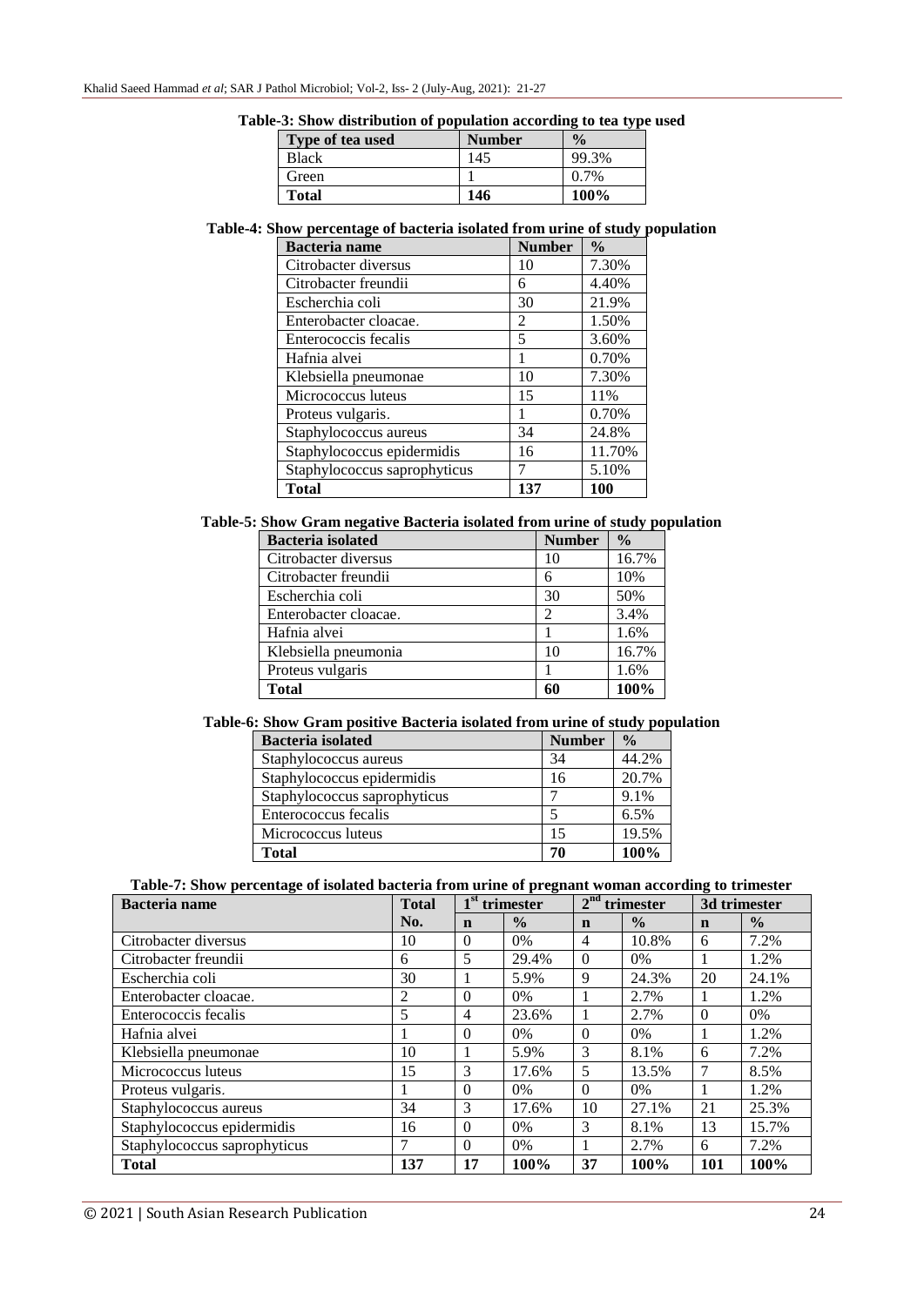**Table-3: Show distribution of population according to tea type used**

| Type of tea used | Number | % |
|---|---|---|
| Black | 145 | 99.3% |
| Green | 1 | 0.7% |
| **Total** | **146** | **100%** |

**Table-4: Show percentage of bacteria isolated from urine of study population**

| Bacteria name | Number | % |
|---|---|---|
| Citrobacter diversus | 10 | 7.30% |
| Citrobacter freundii | 6 | 4.40% |
| Escherchia coli | 30 | 21.9% |
| Enterobacter cloacae. | 2 | 1.50% |
| Enterococcis fecalis | 5 | 3.60% |
| Hafnia alvei | 1 | 0.70% |
| Klebsiella pneumonae | 10 | 7.30% |
| Micrococcus luteus | 15 | 11% |
| Proteus vulgaris. | 1 | 0.70% |
| Staphylococcus aureus | 34 | 24.8% |
| Staphylococcus epidermidis | 16 | 11.70% |
| Staphylococcus saprophyticus | 7 | 5.10% |
| **Total** | **137** | **100** |

**Table-5: Show Gram negative Bacteria isolated from urine of study population**

| Bacteria isolated | Number | % |
|---|---|---|
| Citrobacter diversus | 10 | 16.7% |
| Citrobacter freundii | 6 | 10% |
| Escherchia coli | 30 | 50% |
| Enterobacter cloacae. | 2 | 3.4% |
| Hafnia alvei | 1 | 1.6% |
| Klebsiella pneumonia | 10 | 16.7% |
| Proteus vulgaris | 1 | 1.6% |
| **Total** | **60** | **100%** |

**Table-6: Show Gram positive Bacteria isolated from urine of study population**

| Bacteria isolated | Number | % |
|---|---|---|
| Staphylococcus aureus | 34 | 44.2% |
| Staphylococcus epidermidis | 16 | 20.7% |
| Staphylococcus saprophyticus | 7 | 9.1% |
| Enterococcus fecalis | 5 | 6.5% |
| Micrococcus luteus | 15 | 19.5% |
| **Total** | **70** | **100%** |

**Table-7: Show percentage of isolated bacteria from urine of pregnant woman according to trimester**

| Bacteria name | Total | 1st trimester | | 2nd trimester | | 3d trimester | |
|---|---|---|---|---|---|---|---|
| | No. | n | % | n | % | n | % |
| Citrobacter diversus | 10 | 0 | 0% | 4 | 10.8% | 6 | 7.2% |
| Citrobacter freundii | 6 | 5 | 29.4% | 0 | 0% | 1 | 1.2% |
| Escherchia coli | 30 | 1 | 5.9% | 9 | 24.3% | 20 | 24.1% |
| Enterobacter cloacae. | 2 | 0 | 0% | 1 | 2.7% | 1 | 1.2% |
| Enterococcis fecalis | 5 | 4 | 23.6% | 1 | 2.7% | 0 | 0% |
| Hafnia alvei | 1 | 0 | 0% | 0 | 0% | 1 | 1.2% |
| Klebsiella pneumonae | 10 | 1 | 5.9% | 3 | 8.1% | 6 | 7.2% |
| Micrococcus luteus | 15 | 3 | 17.6% | 5 | 13.5% | 7 | 8.5% |
| Proteus vulgaris. | 1 | 0 | 0% | 0 | 0% | 1 | 1.2% |
| Staphylococcus aureus | 34 | 3 | 17.6% | 10 | 27.1% | 21 | 25.3% |
| Staphylococcus epidermidis | 16 | 0 | 0% | 3 | 8.1% | 13 | 15.7% |
| Staphylococcus saprophyticus | 7 | 0 | 0% | 1 | 2.7% | 6 | 7.2% |
| **Total** | **137** | **17** | **100%** | **37** | **100%** | **101** | **100%** |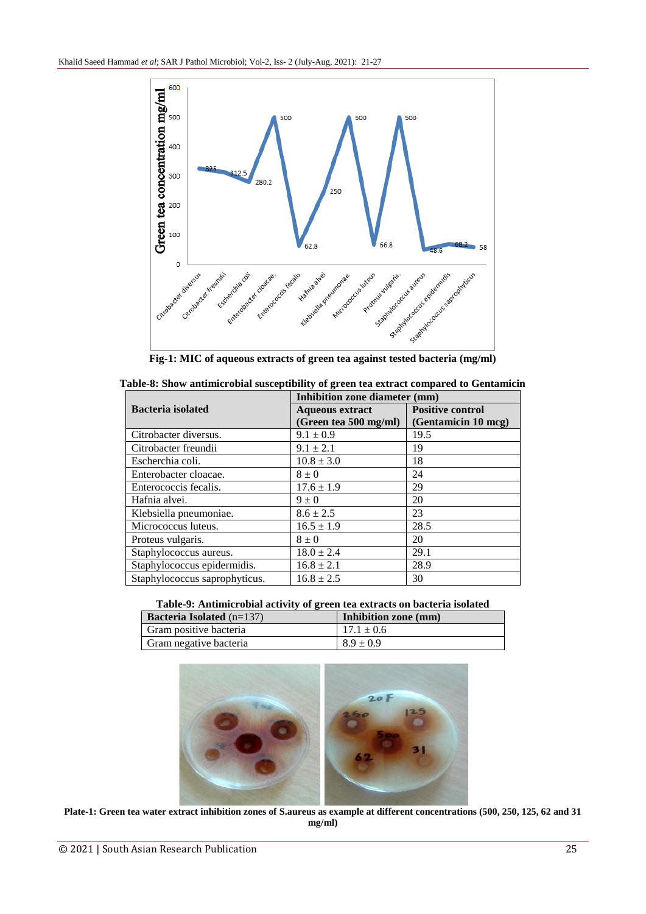Fig-1: MIC of aqueous extracts of green tea against tested bacteria (mg/ml)

**Table-8: Show antimicrobial susceptibility of green tea extract compared to Gentamicin**

| Bacteria isolated | Inhibition zone diameter (mm) | |
|---|---|---|
| | **Aqueous extract (Green tea 500 mg/ml)** | **Positive control (Gentamicin 10 mcg)** |
| Citrobacter diversus. | 9.1 ± 0.9 | 19.5 |
| Citrobacter freundii | 9.1 ± 2.1 | 19 |
| Escherchia coli. | 10.8 ± 3.0 | 18 |
| Enterobacter cloacae. | 8 ± 0 | 24 |
| Enterococcis fecalis. | 17.6 ± 1.9 | 29 |
| Hafnia alvei. | 9 ± 0 | 20 |
| Klebsiella pneumoniae. | 8.6 ± 2.5 | 23 |
| Micrococcus luteus. | 16.5 ± 1.9 | 28.5 |
| Proteus vulgaris. | 8 ± 0 | 20 |
| Staphylococcus aureus. | 18.0 ± 2.4 | 29.1 |
| Staphylococcus epidermidis. | 16.8 ± 2.1 | 28.9 |
| Staphylococcus saprophyticus. | 16.8 ± 2.5 | 30 |

**Table-9: Antimicrobial activity of green tea extracts on bacteria isolated**

| **Bacteria Isolated** (n=137) | **Inhibition zone (mm)** |
|---|---|
| Gram positive bacteria | 17.1 ± 0.6 |
| Gram negative bacteria | 8.9 ± 0.9 |

**Plate-1: Green tea water extract inhibition zones of S.aureus as example at different concentrations (500, 250, 125, 62 and 31 mg/ml)**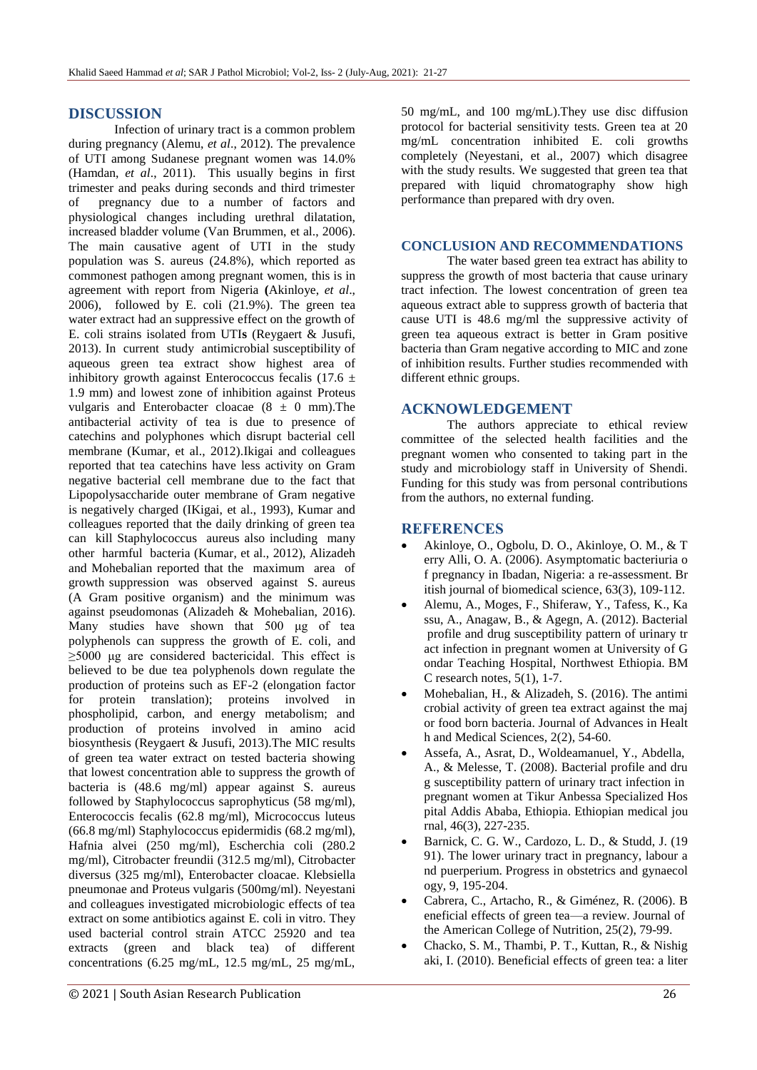## DISCUSSION

Infection of urinary tract is a common problem during pregnancy (Alemu, *et al*., 2012). The prevalence of UTI among Sudanese pregnant women was 14.0% (Hamdan, *et al*., 2011). This usually begins in first trimester and peaks during seconds and third trimester of pregnancy due to a number of factors and physiological changes including urethral dilatation, increased bladder volume (Van Brummen, et al., 2006). The main causative agent of UTI in the study population was S. aureus (24.8%), which reported as commonest pathogen among pregnant women, this is in agreement with report from Nigeria **(**Akinloye, *et al*., 2006), followed by E. coli (21.9%). The green tea water extract had an suppressive effect on the growth of E. coli strains isolated from UTI**s** (Reygaert & Jusufi, 2013). In current study antimicrobial susceptibility of aqueous green tea extract show highest area of inhibitory growth against Enterococcus fecalis (17.6 ± 1.9 mm) and lowest zone of inhibition against Proteus vulgaris and Enterobacter cloacae (8 ± 0 mm).The antibacterial activity of tea is due to presence of catechins and polyphones which disrupt bacterial cell membrane (Kumar, et al., 2012).Ikigai and colleagues reported that tea catechins have less activity on Gram negative bacterial cell membrane due to the fact that Lipopolysaccharide outer membrane of Gram negative is negatively charged (IKigai, et al., 1993), Kumar and colleagues reported that the daily drinking of green tea can kill Staphylococcus aureus also including many other harmful bacteria (Kumar, et al., 2012), Alizadeh and Mohebalian reported that the maximum area of growth suppression was observed against S. aureus (A Gram positive organism) and the minimum was against pseudomonas (Alizadeh & Mohebalian, 2016). Many studies have shown that 500 μg of tea polyphenols can suppress the growth of E. coli, and ≥5000 μg are considered bactericidal. This effect is believed to be due tea polyphenols down regulate the production of proteins such as EF-2 (elongation factor for protein translation); proteins involved in phospholipid, carbon, and energy metabolism; and production of proteins involved in amino acid biosynthesis (Reygaert & Jusufi, 2013).The MIC results of green tea water extract on tested bacteria showing that lowest concentration able to suppress the growth of bacteria is (48.6 mg/ml) appear against S. aureus followed by Staphylococcus saprophyticus (58 mg/ml), Enterococcis fecalis (62.8 mg/ml), Micrococcus luteus (66.8 mg/ml) Staphylococcus epidermidis (68.2 mg/ml), Hafnia alvei (250 mg/ml), Escherchia coli (280.2 mg/ml), Citrobacter freundii (312.5 mg/ml), Citrobacter diversus (325 mg/ml), Enterobacter cloacae. Klebsiella pneumonae and Proteus vulgaris (500mg/ml). Neyestani and colleagues investigated microbiologic effects of tea extract on some antibiotics against E. coli in vitro. They used bacterial control strain ATCC 25920 and tea extracts (green and black tea) of different concentrations (6.25 mg/mL, 12.5 mg/mL, 25 mg/mL, 50 mg/mL, and 100 mg/mL).They use disc diffusion protocol for bacterial sensitivity tests. Green tea at 20 mg/mL concentration inhibited E. coli growths completely (Neyestani, et al., 2007) which disagree with the study results. We suggested that green tea that prepared with liquid chromatography show high performance than prepared with dry oven.

## CONCLUSION AND RECOMMENDATIONS

The water based green tea extract has ability to suppress the growth of most bacteria that cause urinary tract infection. The lowest concentration of green tea aqueous extract able to suppress growth of bacteria that cause UTI is 48.6 mg/ml the suppressive activity of green tea aqueous extract is better in Gram positive bacteria than Gram negative according to MIC and zone of inhibition results. Further studies recommended with different ethnic groups.

## ACKNOWLEDGEMENT

The authors appreciate to ethical review committee of the selected health facilities and the pregnant women who consented to taking part in the study and microbiology staff in University of Shendi. Funding for this study was from personal contributions from the authors, no external funding.

## REFERENCES

- Akinloye, O., Ogbolu, D. O., Akinloye, O. M., & Terry Alli, O. A. (2006). Asymptomatic bacteriuria of pregnancy in Ibadan, Nigeria: a re-assessment. British journal of biomedical science, 63(3), 109-112.
- Alemu, A., Moges, F., Shiferaw, Y., Tafess, K., Kassu, A., Anagaw, B., & Agegn, A. (2012). Bacterial profile and drug susceptibility pattern of urinary tract infection in pregnant women at University of Gondar Teaching Hospital, Northwest Ethiopia. BMC research notes, 5(1), 1-7.
- Mohebalian, H., & Alizadeh, S. (2016). The antimicrobial activity of green tea extract against the major food born bacteria. Journal of Advances in Health and Medical Sciences, 2(2), 54-60.
- Assefa, A., Asrat, D., Woldeamanuel, Y., Abdella, A., & Melesse, T. (2008). Bacterial profile and drug susceptibility pattern of urinary tract infection in pregnant women at Tikur Anbessa Specialized Hospital Addis Ababa, Ethiopia. Ethiopian medical journal, 46(3), 227-235.
- Barnick, C. G. W., Cardozo, L. D., & Studd, J. (1991). The lower urinary tract in pregnancy, labour and puerperium. Progress in obstetrics and gynaecology, 9, 195-204.
- Cabrera, C., Artacho, R., & Giménez, R. (2006). Beneficial effects of green tea—a review. Journal of the American College of Nutrition, 25(2), 79-99.
- Chacko, S. M., Thambi, P. T., Kuttan, R., & Nishigaki, I. (2010). Beneficial effects of green tea: a liter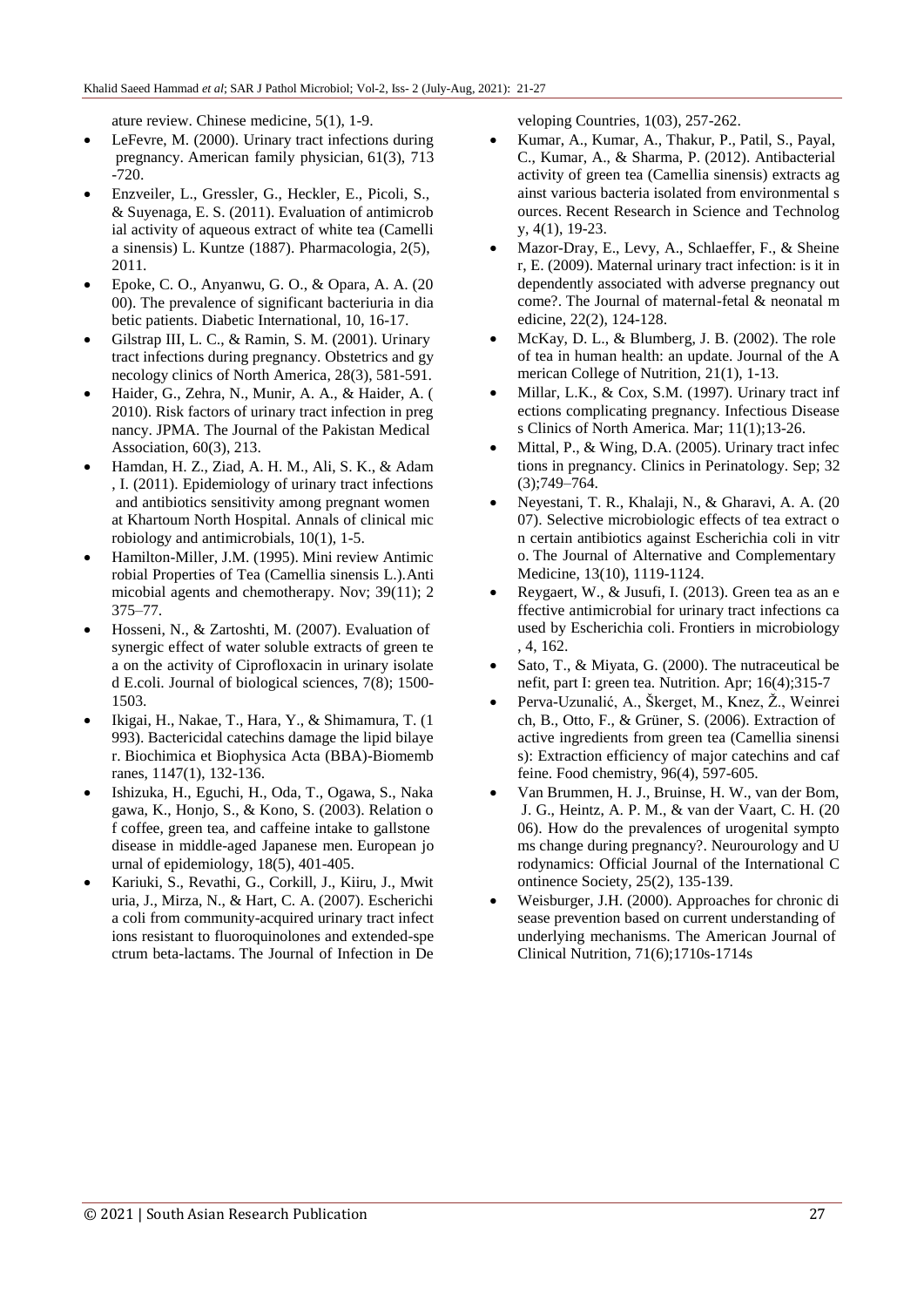ature review. Chinese medicine, 5(1), 1-9.

- LeFevre, M. (2000). Urinary tract infections during pregnancy. American family physician, 61(3), 713-720.
- Enzveiler, L., Gressler, G., Heckler, E., Picoli, S., & Suyenaga, E. S. (2011). Evaluation of antimicrobial activity of aqueous extract of white tea (Camellia sinensis) L. Kuntze (1887). Pharmacologia, 2(5), 2011.
- Epoke, C. O., Anyanwu, G. O., & Opara, A. A. (2000). The prevalence of significant bacteriuria in diabetic patients. Diabetic International, 10, 16-17.
- Gilstrap III, L. C., & Ramin, S. M. (2001). Urinary tract infections during pregnancy. Obstetrics and gynecology clinics of North America, 28(3), 581-591.
- Haider, G., Zehra, N., Munir, A. A., & Haider, A. (2010). Risk factors of urinary tract infection in pregnancy. JPMA. The Journal of the Pakistan Medical Association, 60(3), 213.
- Hamdan, H. Z., Ziad, A. H. M., Ali, S. K., & Adam, I. (2011). Epidemiology of urinary tract infections and antibiotics sensitivity among pregnant women at Khartoum North Hospital. Annals of clinical microbiology and antimicrobials, 10(1), 1-5.
- Hamilton-Miller, J.M. (1995). Mini review Antimicrobial Properties of Tea (Camellia sinensis L.).Antimicobial agents and chemotherapy. Nov; 39(11); 2375–77.
- Hosseni, N., & Zartoshti, M. (2007). Evaluation of synergic effect of water soluble extracts of green tea on the activity of Ciprofloxacin in urinary isolated E.coli. Journal of biological sciences, 7(8); 1500-1503.
- Ikigai, H., Nakae, T., Hara, Y., & Shimamura, T. (1993). Bactericidal catechins damage the lipid bilayer. Biochimica et Biophysica Acta (BBA)-Biomembranes, 1147(1), 132-136.
- Ishizuka, H., Eguchi, H., Oda, T., Ogawa, S., Nakagawa, K., Honjo, S., & Kono, S. (2003). Relation of coffee, green tea, and caffeine intake to gallstone disease in middle-aged Japanese men. European journal of epidemiology, 18(5), 401-405.
- Kariuki, S., Revathi, G., Corkill, J., Kiiru, J., Mwituria, J., Mirza, N., & Hart, C. A. (2007). Escherichia coli from community-acquired urinary tract infections resistant to fluoroquinolones and extended-spectrum beta-lactams. The Journal of Infection in Developing Countries, 1(03), 257-262.
- Kumar, A., Kumar, A., Thakur, P., Patil, S., Payal, C., Kumar, A., & Sharma, P. (2012). Antibacterial activity of green tea (Camellia sinensis) extracts against various bacteria isolated from environmental sources. Recent Research in Science and Technology, 4(1), 19-23.
- Mazor-Dray, E., Levy, A., Schlaeffer, F., & Sheiner, E. (2009). Maternal urinary tract infection: is it independently associated with adverse pregnancy outcome?. The Journal of maternal-fetal & neonatal medicine, 22(2), 124-128.
- McKay, D. L., & Blumberg, J. B. (2002). The role of tea in human health: an update. Journal of the American College of Nutrition, 21(1), 1-13.
- Millar, L.K., & Cox, S.M. (1997). Urinary tract infections complicating pregnancy. Infectious Diseases Clinics of North America. Mar; 11(1);13-26.
- Mittal, P., & Wing, D.A. (2005). Urinary tract infections in pregnancy. Clinics in Perinatology. Sep; 32(3);749–764.
- Neyestani, T. R., Khalaji, N., & Gharavi, A. A. (2007). Selective microbiologic effects of tea extract on certain antibiotics against Escherichia coli in vitro. The Journal of Alternative and Complementary Medicine, 13(10), 1119-1124.
- Reygaert, W., & Jusufi, I. (2013). Green tea as an effective antimicrobial for urinary tract infections caused by Escherichia coli. Frontiers in microbiology, 4, 162.
- Sato, T., & Miyata, G. (2000). The nutraceutical benefit, part I: green tea. Nutrition. Apr; 16(4);315-7
- Perva-Uzunalić, A., Škerget, M., Knez, Ž., Weinreich, B., Otto, F., & Grüner, S. (2006). Extraction of active ingredients from green tea (Camellia sinensis): Extraction efficiency of major catechins and caffeine. Food chemistry, 96(4), 597-605.
- Van Brummen, H. J., Bruinse, H. W., van der Bom, J. G., Heintz, A. P. M., & van der Vaart, C. H. (2006). How do the prevalences of urogenital symptoms change during pregnancy?. Neurourology and Urodynamics: Official Journal of the International Continence Society, 25(2), 135-139.
- Weisburger, J.H. (2000). Approaches for chronic disease prevention based on current understanding of underlying mechanisms. The American Journal of Clinical Nutrition, 71(6);1710s-1714s